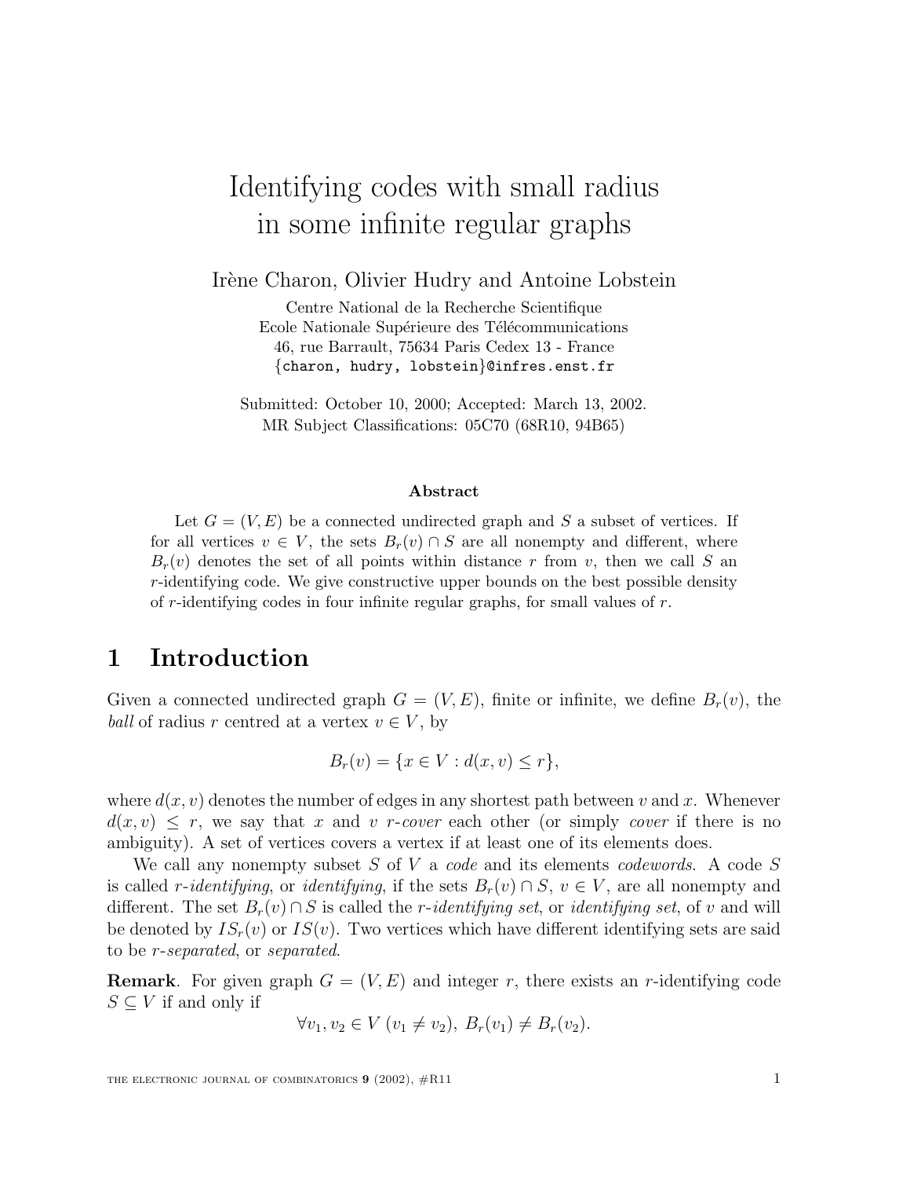# Identifying codes with small radius in some infinite regular graphs

Irène Charon, Olivier Hudry and Antoine Lobstein

Centre National de la Recherche Scientifique
Ecole Nationale Supérieure des Télécommunications
46, rue Barrault, 75634 Paris Cedex 13 - France
{charon, hudry, lobstein}@infres.enst.fr

Submitted: October 10, 2000; Accepted: March 13, 2002.
MR Subject Classifications: 05C70 (68R10, 94B65)

## Abstract

Let $G = (V, E)$ be a connected undirected graph and $S$ a subset of vertices. If for all vertices $v \in V$, the sets $B_r(v) \cap S$ are all nonempty and different, where $B_r(v)$ denotes the set of all points within distance $r$ from $v$, then we call $S$ an $r$-identifying code. We give constructive upper bounds on the best possible density of $r$-identifying codes in four infinite regular graphs, for small values of $r$.

## 1 Introduction

Given a connected undirected graph $G = (V, E)$, finite or infinite, we define $B_r(v)$, the *ball* of radius $r$ centred at a vertex $v \in V$, by

$$B_r(v) = \{x \in V : d(x, v) \le r\},$$

where $d(x, v)$ denotes the number of edges in any shortest path between $v$ and $x$. Whenever $d(x, v) \le r$, we say that $x$ and $v$ *r-cover* each other (or simply *cover* if there is no ambiguity). A set of vertices covers a vertex if at least one of its elements does.

We call any nonempty subset $S$ of $V$ a *code* and its elements *codewords*. A code $S$ is called *r-identifying*, or *identifying*, if the sets $B_r(v) \cap S$, $v \in V$, are all nonempty and different. The set $B_r(v) \cap S$ is called the *r-identifying set*, or *identifying set*, of $v$ and will be denoted by $IS_r(v)$ or $IS(v)$. Two vertices which have different identifying sets are said to be *r-separated*, or *separated*.

**Remark**. For given graph $G = (V, E)$ and integer $r$, there exists an $r$-identifying code $S \subseteq V$ if and only if

$$\forall v_1, v_2 \in V \ (v_1 \neq v_2),\ B_r(v_1) \neq B_r(v_2).$$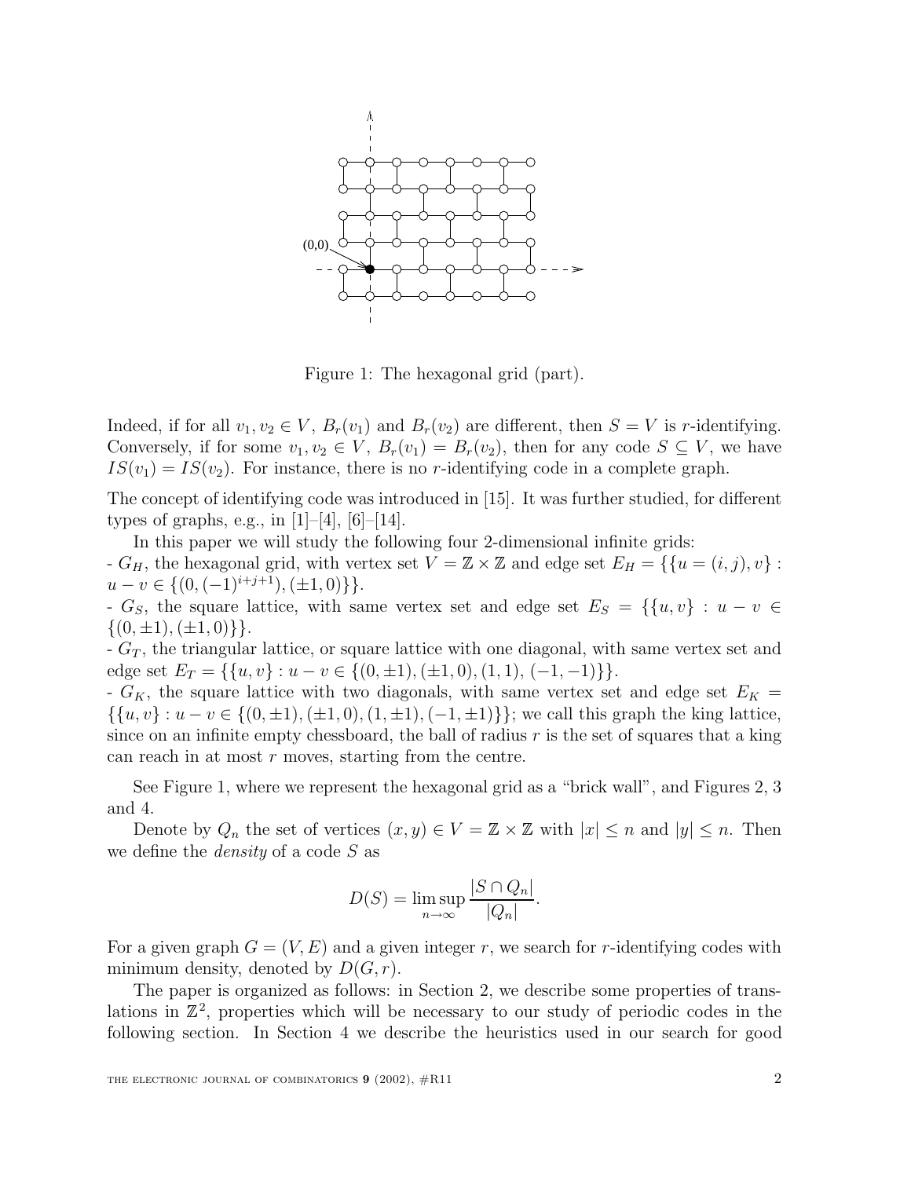Figure 1: The hexagonal grid (part).

Indeed, if for all $v_1, v_2 \in V$, $B_r(v_1)$ and $B_r(v_2)$ are different, then $S = V$ is $r$-identifying. Conversely, if for some $v_1, v_2 \in V$, $B_r(v_1) = B_r(v_2)$, then for any code $S \subseteq V$, we have $IS(v_1) = IS(v_2)$. For instance, there is no $r$-identifying code in a complete graph.

The concept of identifying code was introduced in [15]. It was further studied, for different types of graphs, e.g., in [1]–[4], [6]–[14].

In this paper we will study the following four 2-dimensional infinite grids:

- $G_H$, the hexagonal grid, with vertex set $V = \mathbb{Z} \times \mathbb{Z}$ and edge set $E_H = \{\{u = (i,j), v\} : u - v \in \{(0, (-1)^{i+j+1}), (\pm 1, 0)\}\}$.
- $G_S$, the square lattice, with same vertex set and edge set $E_S = \{\{u, v\} : u - v \in \{(0, \pm 1), (\pm 1, 0)\}\}$.
- $G_T$, the triangular lattice, or square lattice with one diagonal, with same vertex set and edge set $E_T = \{\{u, v\} : u - v \in \{(0, \pm 1), (\pm 1, 0), (1, 1), (-1, -1)\}\}$.
- $G_K$, the square lattice with two diagonals, with same vertex set and edge set $E_K = \{\{u, v\} : u - v \in \{(0, \pm 1), (\pm 1, 0), (1, \pm 1), (-1, \pm 1)\}\}$; we call this graph the king lattice, since on an infinite empty chessboard, the ball of radius $r$ is the set of squares that a king can reach in at most $r$ moves, starting from the centre.

See Figure 1, where we represent the hexagonal grid as a "brick wall", and Figures 2, 3 and 4.

Denote by $Q_n$ the set of vertices $(x, y) \in V = \mathbb{Z} \times \mathbb{Z}$ with $|x| \leq n$ and $|y| \leq n$. Then we define the *density* of a code $S$ as

$$D(S) = \limsup_{n \to \infty} \frac{|S \cap Q_n|}{|Q_n|}.$$

For a given graph $G = (V, E)$ and a given integer $r$, we search for $r$-identifying codes with minimum density, denoted by $D(G, r)$.

The paper is organized as follows: in Section 2, we describe some properties of translations in $\mathbb{Z}^2$, properties which will be necessary to our study of periodic codes in the following section. In Section 4 we describe the heuristics used in our search for good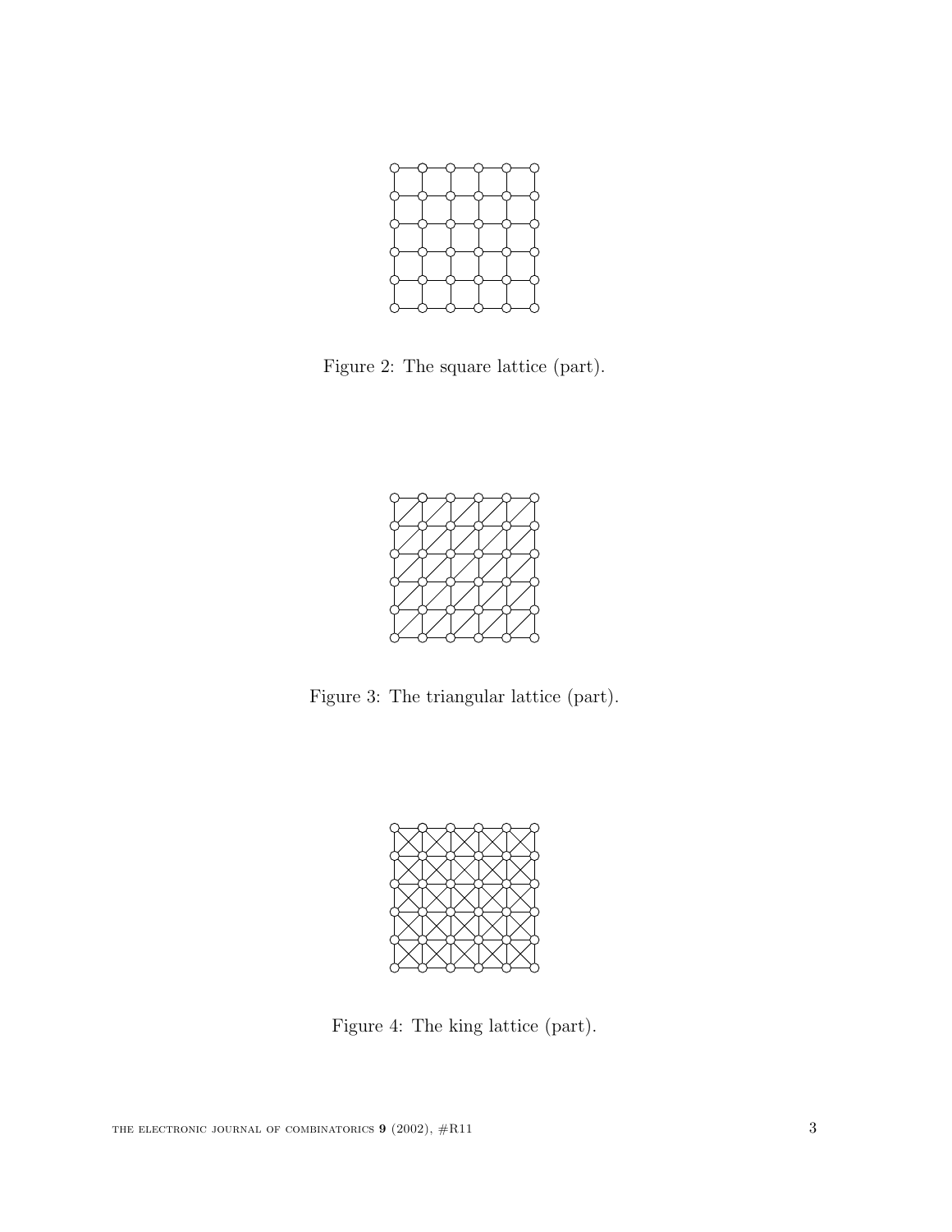Figure 2: The square lattice (part).

Figure 3: The triangular lattice (part).

Figure 4: The king lattice (part).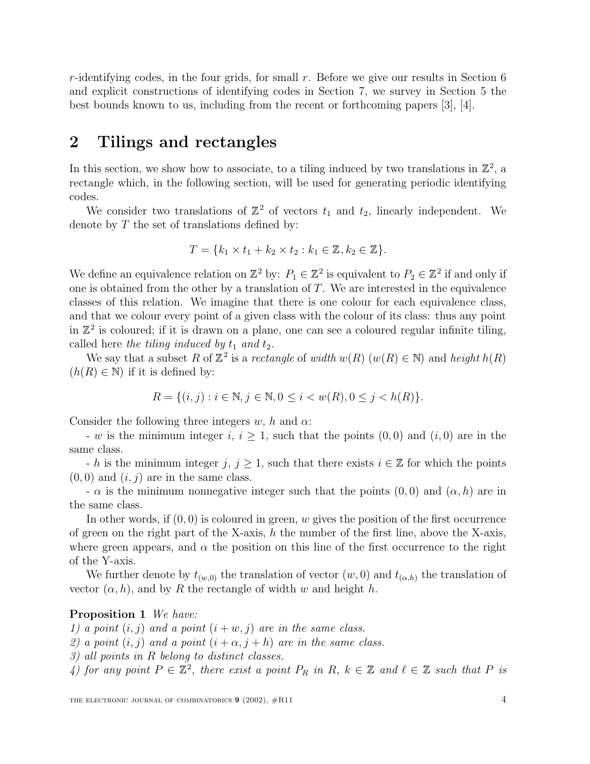$r$-identifying codes, in the four grids, for small $r$. Before we give our results in Section 6 and explicit constructions of identifying codes in Section 7, we survey in Section 5 the best bounds known to us, including from the recent or forthcoming papers [3], [4].

## 2 Tilings and rectangles

In this section, we show how to associate, to a tiling induced by two translations in $\mathbb{Z}^2$, a rectangle which, in the following section, will be used for generating periodic identifying codes.

We consider two translations of $\mathbb{Z}^2$ of vectors $t_1$ and $t_2$, linearly independent. We denote by $T$ the set of translations defined by:

$$T = \{k_1 \times t_1 + k_2 \times t_2 : k_1 \in \mathbb{Z}, k_2 \in \mathbb{Z}\}.$$

We define an equivalence relation on $\mathbb{Z}^2$ by: $P_1 \in \mathbb{Z}^2$ is equivalent to $P_2 \in \mathbb{Z}^2$ if and only if one is obtained from the other by a translation of $T$. We are interested in the equivalence classes of this relation. We imagine that there is one colour for each equivalence class, and that we colour every point of a given class with the colour of its class: thus any point in $\mathbb{Z}^2$ is coloured; if it is drawn on a plane, one can see a coloured regular infinite tiling, called here *the tiling induced by* $t_1$ *and* $t_2$.

We say that a subset $R$ of $\mathbb{Z}^2$ is a *rectangle* of *width* $w(R)$ ($w(R) \in \mathbb{N}$) and *height* $h(R)$ ($h(R) \in \mathbb{N}$) if it is defined by:

$$R = \{(i,j) : i \in \mathbb{N}, j \in \mathbb{N}, 0 \leq i < w(R), 0 \leq j < h(R)\}.$$

Consider the following three integers $w$, $h$ and $\alpha$:

- $w$ is the minimum integer $i$, $i \geq 1$, such that the points $(0,0)$ and $(i,0)$ are in the same class.

- $h$ is the minimum integer $j$, $j \geq 1$, such that there exists $i \in \mathbb{Z}$ for which the points $(0,0)$ and $(i,j)$ are in the same class.

- $\alpha$ is the minimum nonnegative integer such that the points $(0,0)$ and $(\alpha,h)$ are in the same class.

In other words, if $(0,0)$ is coloured in green, $w$ gives the position of the first occurrence of green on the right part of the X-axis, $h$ the number of the first line, above the X-axis, where green appears, and $\alpha$ the position on this line of the first occurrence to the right of the Y-axis.

We further denote by $t_{(w,0)}$ the translation of vector $(w,0)$ and $t_{(\alpha,h)}$ the translation of vector $(\alpha,h)$, and by $R$ the rectangle of width $w$ and height $h$.

**Proposition 1** *We have:*
*1) a point* $(i,j)$ *and a point* $(i+w,j)$ *are in the same class.*
*2) a point* $(i,j)$ *and a point* $(i+\alpha,j+h)$ *are in the same class.*
*3) all points in* $R$ *belong to distinct classes.*
*4) for any point* $P \in \mathbb{Z}^2$*, there exist a point* $P_R$ *in* $R$*,* $k \in \mathbb{Z}$ *and* $\ell \in \mathbb{Z}$ *such that* $P$ *is*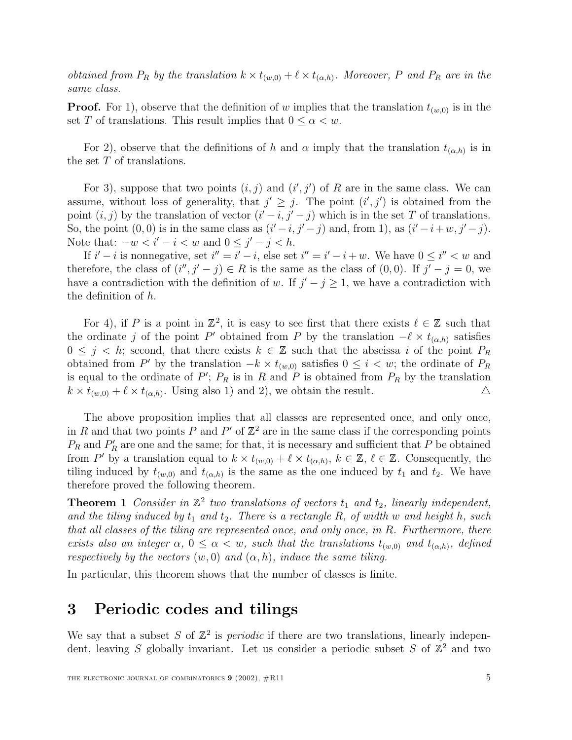*obtained from $P_R$ by the translation $k \times t_{(w,0)} + \ell \times t_{(\alpha,h)}$. Moreover, $P$ and $P_R$ are in the same class.*

**Proof.** For 1), observe that the definition of $w$ implies that the translation $t_{(w,0)}$ is in the set $T$ of translations. This result implies that $0 \leq \alpha < w$.

For 2), observe that the definitions of $h$ and $\alpha$ imply that the translation $t_{(\alpha,h)}$ is in the set $T$ of translations.

For 3), suppose that two points $(i, j)$ and $(i', j')$ of $R$ are in the same class. We can assume, without loss of generality, that $j' \geq j$. The point $(i', j')$ is obtained from the point $(i, j)$ by the translation of vector $(i' - i, j' - j)$ which is in the set $T$ of translations. So, the point $(0, 0)$ is in the same class as $(i' - i, j' - j)$ and, from 1), as $(i' - i + w, j' - j)$. Note that: $-w < i' - i < w$ and $0 \leq j' - j < h$.

If $i' - i$ is nonnegative, set $i'' = i' - i$, else set $i'' = i' - i + w$. We have $0 \leq i'' < w$ and therefore, the class of $(i'', j' - j) \in R$ is the same as the class of $(0, 0)$. If $j' - j = 0$, we have a contradiction with the definition of $w$. If $j' - j \geq 1$, we have a contradiction with the definition of $h$.

For 4), if $P$ is a point in $\mathbb{Z}^2$, it is easy to see first that there exists $\ell \in \mathbb{Z}$ such that the ordinate $j$ of the point $P'$ obtained from $P$ by the translation $-\ell \times t_{(\alpha,h)}$ satisfies $0 \leq j < h$; second, that there exists $k \in \mathbb{Z}$ such that the abscissa $i$ of the point $P_R$ obtained from $P'$ by the translation $-k \times t_{(w,0)}$ satisfies $0 \leq i < w$; the ordinate of $P_R$ is equal to the ordinate of $P'$; $P_R$ is in $R$ and $P$ is obtained from $P_R$ by the translation $k \times t_{(w,0)} + \ell \times t_{(\alpha,h)}$. Using also 1) and 2), we obtain the result. △

The above proposition implies that all classes are represented once, and only once, in $R$ and that two points $P$ and $P'$ of $\mathbb{Z}^2$ are in the same class if the corresponding points $P_R$ and $P'_R$ are one and the same; for that, it is necessary and sufficient that $P$ be obtained from $P'$ by a translation equal to $k \times t_{(w,0)} + \ell \times t_{(\alpha,h)}$, $k \in \mathbb{Z}$, $\ell \in \mathbb{Z}$. Consequently, the tiling induced by $t_{(w,0)}$ and $t_{(\alpha,h)}$ is the same as the one induced by $t_1$ and $t_2$. We have therefore proved the following theorem.

**Theorem 1** *Consider in $\mathbb{Z}^2$ two translations of vectors $t_1$ and $t_2$, linearly independent, and the tiling induced by $t_1$ and $t_2$. There is a rectangle $R$, of width $w$ and height $h$, such that all classes of the tiling are represented once, and only once, in $R$. Furthermore, there exists also an integer $\alpha$, $0 \leq \alpha < w$, such that the translations $t_{(w,0)}$ and $t_{(\alpha,h)}$, defined respectively by the vectors $(w, 0)$ and $(\alpha, h)$, induce the same tiling.*

In particular, this theorem shows that the number of classes is finite.

# 3 Periodic codes and tilings

We say that a subset $S$ of $\mathbb{Z}^2$ is *periodic* if there are two translations, linearly independent, leaving $S$ globally invariant. Let us consider a periodic subset $S$ of $\mathbb{Z}^2$ and two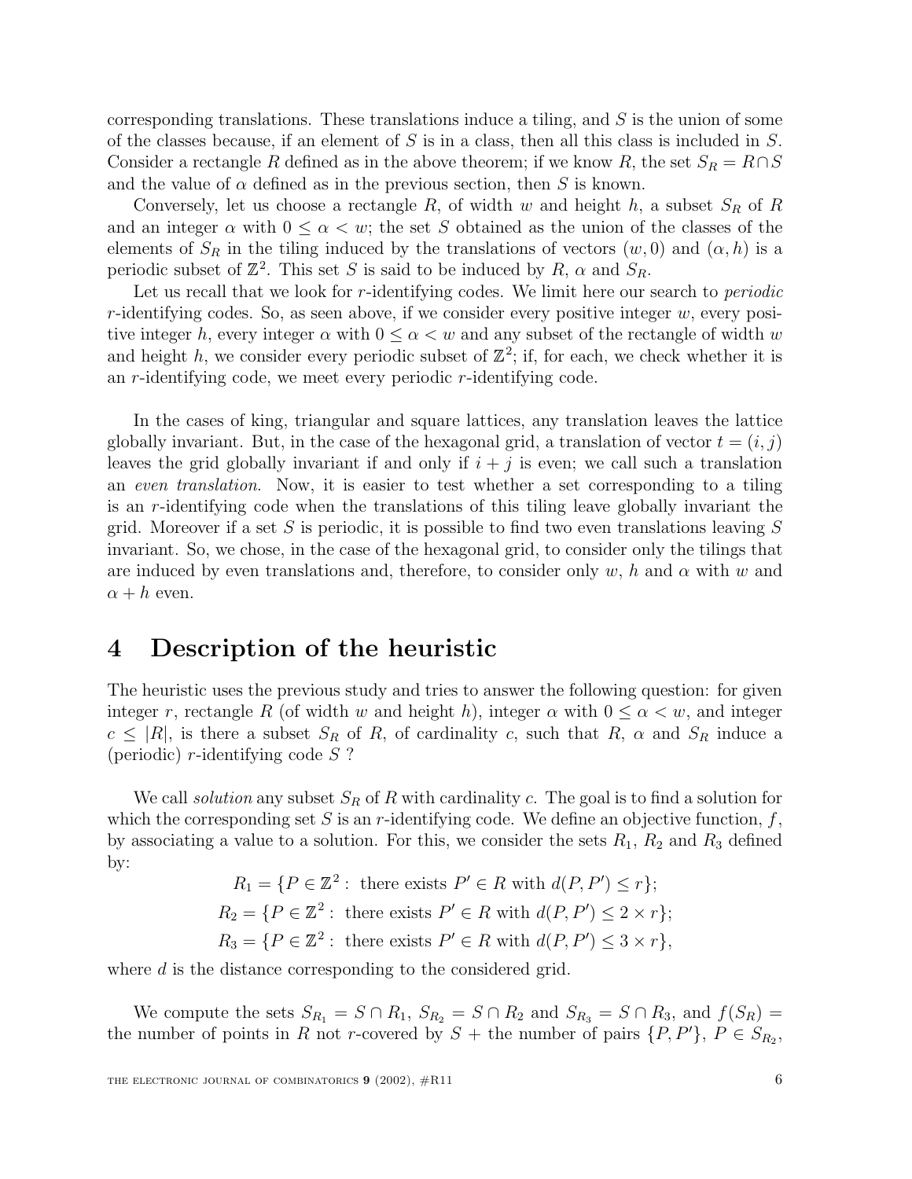corresponding translations. These translations induce a tiling, and $S$ is the union of some of the classes because, if an element of $S$ is in a class, then all this class is included in $S$. Consider a rectangle $R$ defined as in the above theorem; if we know $R$, the set $S_R = R \cap S$ and the value of $\alpha$ defined as in the previous section, then $S$ is known.

Conversely, let us choose a rectangle $R$, of width $w$ and height $h$, a subset $S_R$ of $R$ and an integer $\alpha$ with $0 \leq \alpha < w$; the set $S$ obtained as the union of the classes of the elements of $S_R$ in the tiling induced by the translations of vectors $(w, 0)$ and $(\alpha, h)$ is a periodic subset of $\mathbb{Z}^2$. This set $S$ is said to be induced by $R$, $\alpha$ and $S_R$.

Let us recall that we look for $r$-identifying codes. We limit here our search to *periodic* $r$-identifying codes. So, as seen above, if we consider every positive integer $w$, every positive integer $h$, every integer $\alpha$ with $0 \leq \alpha < w$ and any subset of the rectangle of width $w$ and height $h$, we consider every periodic subset of $\mathbb{Z}^2$; if, for each, we check whether it is an $r$-identifying code, we meet every periodic $r$-identifying code.

In the cases of king, triangular and square lattices, any translation leaves the lattice globally invariant. But, in the case of the hexagonal grid, a translation of vector $t = (i, j)$ leaves the grid globally invariant if and only if $i + j$ is even; we call such a translation an *even translation*. Now, it is easier to test whether a set corresponding to a tiling is an $r$-identifying code when the translations of this tiling leave globally invariant the grid. Moreover if a set $S$ is periodic, it is possible to find two even translations leaving $S$ invariant. So, we chose, in the case of the hexagonal grid, to consider only the tilings that are induced by even translations and, therefore, to consider only $w$, $h$ and $\alpha$ with $w$ and $\alpha + h$ even.

# 4 Description of the heuristic

The heuristic uses the previous study and tries to answer the following question: for given integer $r$, rectangle $R$ (of width $w$ and height $h$), integer $\alpha$ with $0 \leq \alpha < w$, and integer $c \leq |R|$, is there a subset $S_R$ of $R$, of cardinality $c$, such that $R$, $\alpha$ and $S_R$ induce a (periodic) $r$-identifying code $S$ ?

We call *solution* any subset $S_R$ of $R$ with cardinality $c$. The goal is to find a solution for which the corresponding set $S$ is an $r$-identifying code. We define an objective function, $f$, by associating a value to a solution. For this, we consider the sets $R_1$, $R_2$ and $R_3$ defined by:

$$R_1 = \{P \in \mathbb{Z}^2 : \text{ there exists } P' \in R \text{ with } d(P, P') \leq r\};$$
$$R_2 = \{P \in \mathbb{Z}^2 : \text{ there exists } P' \in R \text{ with } d(P, P') \leq 2 \times r\};$$
$$R_3 = \{P \in \mathbb{Z}^2 : \text{ there exists } P' \in R \text{ with } d(P, P') \leq 3 \times r\},$$

where $d$ is the distance corresponding to the considered grid.

We compute the sets $S_{R_1} = S \cap R_1$, $S_{R_2} = S \cap R_2$ and $S_{R_3} = S \cap R_3$, and $f(S_R) =$ the number of points in $R$ not $r$-covered by $S$ + the number of pairs $\{P, P'\}$, $P \in S_{R_2}$,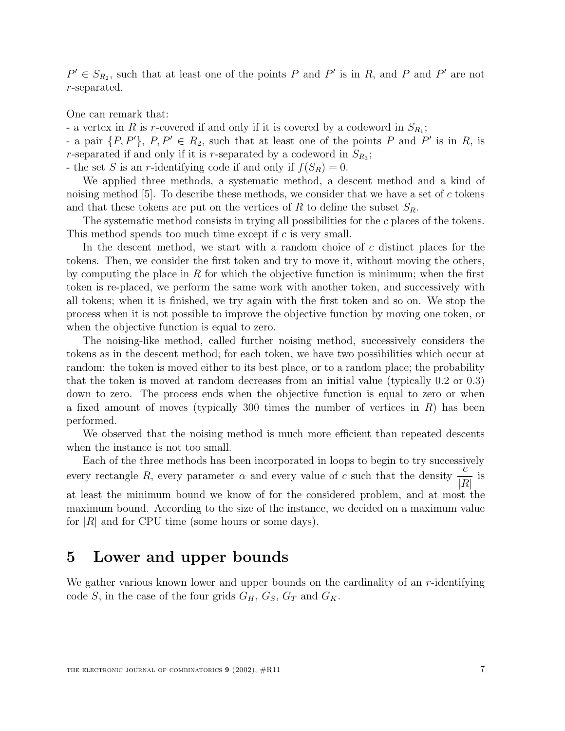$P' \in S_{R_2}$, such that at least one of the points $P$ and $P'$ is in $R$, and $P$ and $P'$ are not $r$-separated.

One can remark that:

- a vertex in $R$ is $r$-covered if and only if it is covered by a codeword in $S_{R_1}$;
- a pair $\{P, P'\}$, $P, P' \in R_2$, such that at least one of the points $P$ and $P'$ is in $R$, is $r$-separated if and only if it is $r$-separated by a codeword in $S_{R_3}$;
- the set $S$ is an $r$-identifying code if and only if $f(S_R) = 0$.

We applied three methods, a systematic method, a descent method and a kind of noising method [5]. To describe these methods, we consider that we have a set of $c$ tokens and that these tokens are put on the vertices of $R$ to define the subset $S_R$.

The systematic method consists in trying all possibilities for the $c$ places of the tokens. This method spends too much time except if $c$ is very small.

In the descent method, we start with a random choice of $c$ distinct places for the tokens. Then, we consider the first token and try to move it, without moving the others, by computing the place in $R$ for which the objective function is minimum; when the first token is re-placed, we perform the same work with another token, and successively with all tokens; when it is finished, we try again with the first token and so on. We stop the process when it is not possible to improve the objective function by moving one token, or when the objective function is equal to zero.

The noising-like method, called further noising method, successively considers the tokens as in the descent method; for each token, we have two possibilities which occur at random: the token is moved either to its best place, or to a random place; the probability that the token is moved at random decreases from an initial value (typically 0.2 or 0.3) down to zero. The process ends when the objective function is equal to zero or when a fixed amount of moves (typically 300 times the number of vertices in $R$) has been performed.

We observed that the noising method is much more efficient than repeated descents when the instance is not too small.

Each of the three methods has been incorporated in loops to begin to try successively every rectangle $R$, every parameter $\alpha$ and every value of $c$ such that the density $\frac{c}{|R|}$ is at least the minimum bound we know of for the considered problem, and at most the maximum bound. According to the size of the instance, we decided on a maximum value for $|R|$ and for CPU time (some hours or some days).

# 5 Lower and upper bounds

We gather various known lower and upper bounds on the cardinality of an $r$-identifying code $S$, in the case of the four grids $G_H$, $G_S$, $G_T$ and $G_K$.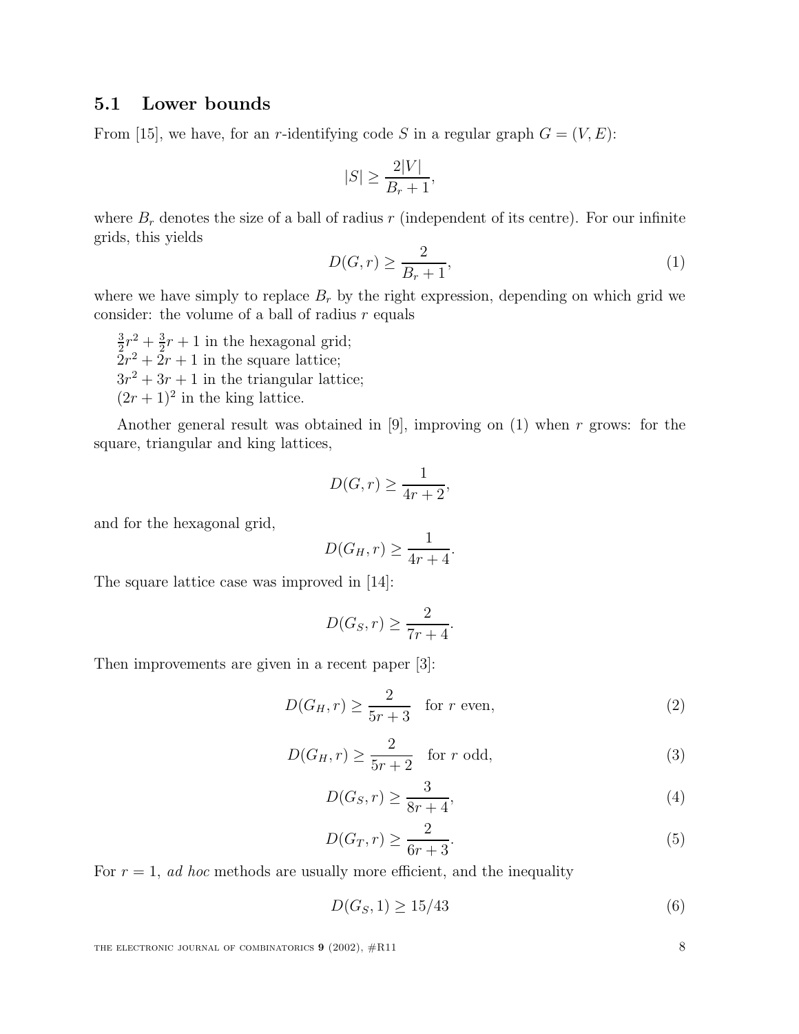### 5.1 Lower bounds

From [15], we have, for an $r$-identifying code $S$ in a regular graph $G = (V, E)$:

$$|S| \geq \frac{2|V|}{B_r + 1},$$

where $B_r$ denotes the size of a ball of radius $r$ (independent of its centre). For our infinite grids, this yields

$$D(G, r) \geq \frac{2}{B_r + 1}, \tag{1}$$

where we have simply to replace $B_r$ by the right expression, depending on which grid we consider: the volume of a ball of radius $r$ equals

$\frac{3}{2}r^2 + \frac{3}{2}r + 1$ in the hexagonal grid;
$2r^2 + 2r + 1$ in the square lattice;
$3r^2 + 3r + 1$ in the triangular lattice;
$(2r + 1)^2$ in the king lattice.

Another general result was obtained in [9], improving on (1) when $r$ grows: for the square, triangular and king lattices,

$$D(G, r) \geq \frac{1}{4r + 2},$$

and for the hexagonal grid,

$$D(G_H, r) \geq \frac{1}{4r + 4}.$$

The square lattice case was improved in [14]:

$$D(G_S, r) \geq \frac{2}{7r + 4}.$$

Then improvements are given in a recent paper [3]:

$$D(G_H, r) \geq \frac{2}{5r + 3} \quad \text{for } r \text{ even}, \tag{2}$$

$$D(G_H, r) \geq \frac{2}{5r + 2} \quad \text{for } r \text{ odd}, \tag{3}$$

$$D(G_S, r) \geq \frac{3}{8r + 4}, \tag{4}$$

$$D(G_T, r) \geq \frac{2}{6r + 3}. \tag{5}$$

For $r = 1$, *ad hoc* methods are usually more efficient, and the inequality

$$D(G_S, 1) \geq 15/43 \tag{6}$$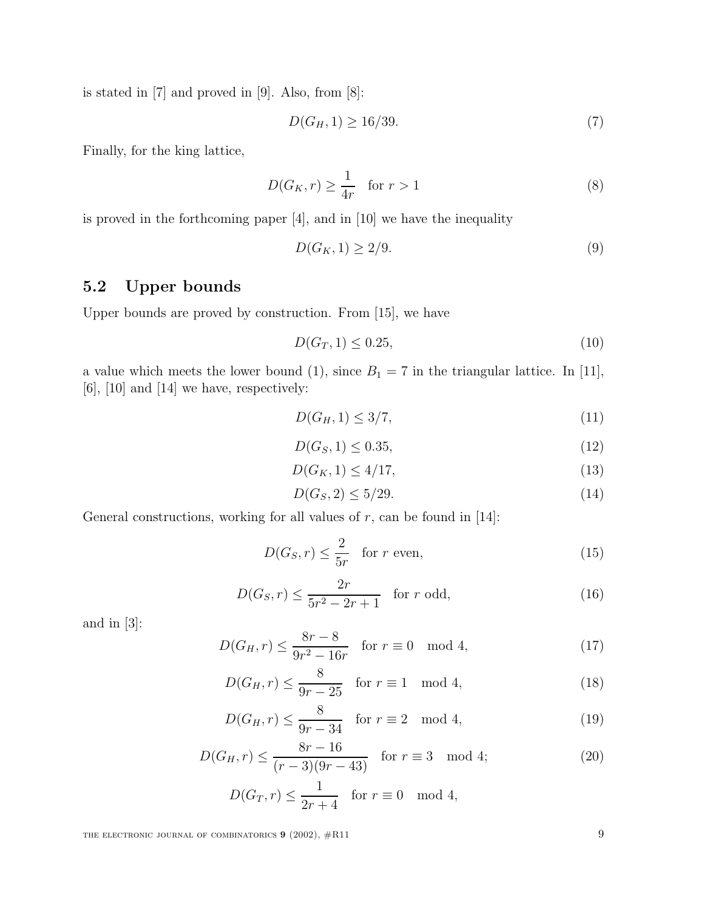is stated in [7] and proved in [9]. Also, from [8]:

$$D(G_H, 1) \geq 16/39. \tag{7}$$

Finally, for the king lattice,

$$D(G_K, r) \geq \frac{1}{4r} \quad \text{for } r > 1 \tag{8}$$

is proved in the forthcoming paper [4], and in [10] we have the inequality

$$D(G_K, 1) \geq 2/9. \tag{9}$$

## 5.2 Upper bounds

Upper bounds are proved by construction. From [15], we have

$$D(G_T, 1) \leq 0.25, \tag{10}$$

a value which meets the lower bound (1), since $B_1 = 7$ in the triangular lattice. In [11], [6], [10] and [14] we have, respectively:

$$D(G_H, 1) \leq 3/7, \tag{11}$$

$$D(G_S, 1) \leq 0.35, \tag{12}$$

$$D(G_K, 1) \leq 4/17, \tag{13}$$

$$D(G_S, 2) \leq 5/29. \tag{14}$$

General constructions, working for all values of $r$, can be found in [14]:

$$D(G_S, r) \leq \frac{2}{5r} \quad \text{for } r \text{ even}, \tag{15}$$

$$D(G_S, r) \leq \frac{2r}{5r^2 - 2r + 1} \quad \text{for } r \text{ odd}, \tag{16}$$

and in [3]:

$$D(G_H, r) \leq \frac{8r - 8}{9r^2 - 16r} \quad \text{for } r \equiv 0 \mod 4, \tag{17}$$

$$D(G_H, r) \leq \frac{8}{9r - 25} \quad \text{for } r \equiv 1 \mod 4, \tag{18}$$

$$D(G_H, r) \leq \frac{8}{9r - 34} \quad \text{for } r \equiv 2 \mod 4, \tag{19}$$

$$D(G_H, r) \leq \frac{8r - 16}{(r-3)(9r - 43)} \quad \text{for } r \equiv 3 \mod 4; \tag{20}$$

$$D(G_T, r) \leq \frac{1}{2r + 4} \quad \text{for } r \equiv 0 \mod 4,$$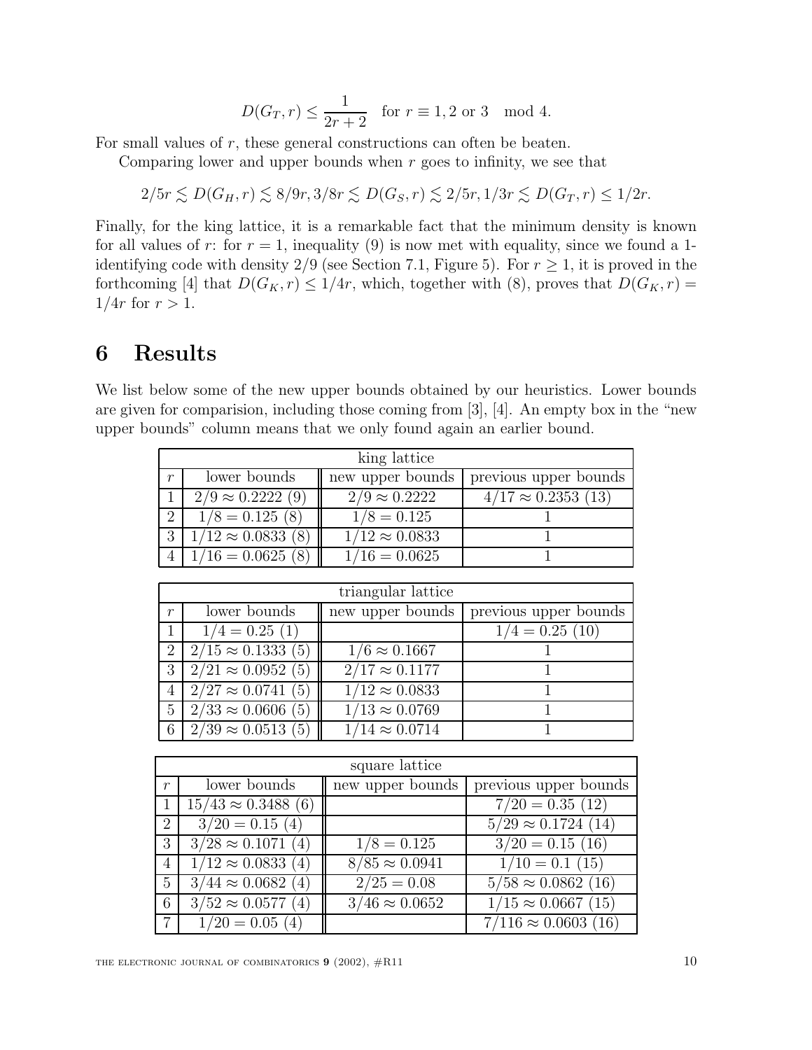$$D(G_T, r) \leq \frac{1}{2r+2} \quad \text{for } r \equiv 1, 2 \text{ or } 3 \mod 4.$$

For small values of $r$, these general constructions can often be beaten.

Comparing lower and upper bounds when $r$ goes to infinity, we see that

$$2/5r \lesssim D(G_H, r) \lesssim 8/9r, 3/8r \lesssim D(G_S, r) \lesssim 2/5r, 1/3r \lesssim D(G_T, r) \leq 1/2r.$$

Finally, for the king lattice, it is a remarkable fact that the minimum density is known for all values of $r$: for $r = 1$, inequality (9) is now met with equality, since we found a 1-identifying code with density $2/9$ (see Section 7.1, Figure 5). For $r \geq 1$, it is proved in the forthcoming [4] that $D(G_K, r) \leq 1/4r$, which, together with (8), proves that $D(G_K, r) = 1/4r$ for $r > 1$.

# 6 Results

We list below some of the new upper bounds obtained by our heuristics. Lower bounds are given for comparision, including those coming from [3], [4]. An empty box in the "new upper bounds" column means that we only found again an earlier bound.

| king lattice | | | |
|---|---|---|---|
| $r$ | lower bounds | new upper bounds | previous upper bounds |
| 1 | $2/9 \approx 0.2222$ (9) | $2/9 \approx 0.2222$ | $4/17 \approx 0.2353$ (13) |
| 2 | $1/8 = 0.125$ (8) | $1/8 = 0.125$ | 1 |
| 3 | $1/12 \approx 0.0833$ (8) | $1/12 \approx 0.0833$ | 1 |
| 4 | $1/16 = 0.0625$ (8) | $1/16 = 0.0625$ | 1 |

| triangular lattice | | | |
|---|---|---|---|
| $r$ | lower bounds | new upper bounds | previous upper bounds |
| 1 | $1/4 = 0.25$ (1) | | $1/4 = 0.25$ (10) |
| 2 | $2/15 \approx 0.1333$ (5) | $1/6 \approx 0.1667$ | 1 |
| 3 | $2/21 \approx 0.0952$ (5) | $2/17 \approx 0.1177$ | 1 |
| 4 | $2/27 \approx 0.0741$ (5) | $1/12 \approx 0.0833$ | 1 |
| 5 | $2/33 \approx 0.0606$ (5) | $1/13 \approx 0.0769$ | 1 |
| 6 | $2/39 \approx 0.0513$ (5) | $1/14 \approx 0.0714$ | 1 |

| square lattice | | | |
|---|---|---|---|
| $r$ | lower bounds | new upper bounds | previous upper bounds |
| 1 | $15/43 \approx 0.3488$ (6) | | $7/20 = 0.35$ (12) |
| 2 | $3/20 = 0.15$ (4) | | $5/29 \approx 0.1724$ (14) |
| 3 | $3/28 \approx 0.1071$ (4) | $1/8 = 0.125$ | $3/20 = 0.15$ (16) |
| 4 | $1/12 \approx 0.0833$ (4) | $8/85 \approx 0.0941$ | $1/10 = 0.1$ (15) |
| 5 | $3/44 \approx 0.0682$ (4) | $2/25 = 0.08$ | $5/58 \approx 0.0862$ (16) |
| 6 | $3/52 \approx 0.0577$ (4) | $3/46 \approx 0.0652$ | $1/15 \approx 0.0667$ (15) |
| 7 | $1/20 = 0.05$ (4) | | $7/116 \approx 0.0603$ (16) |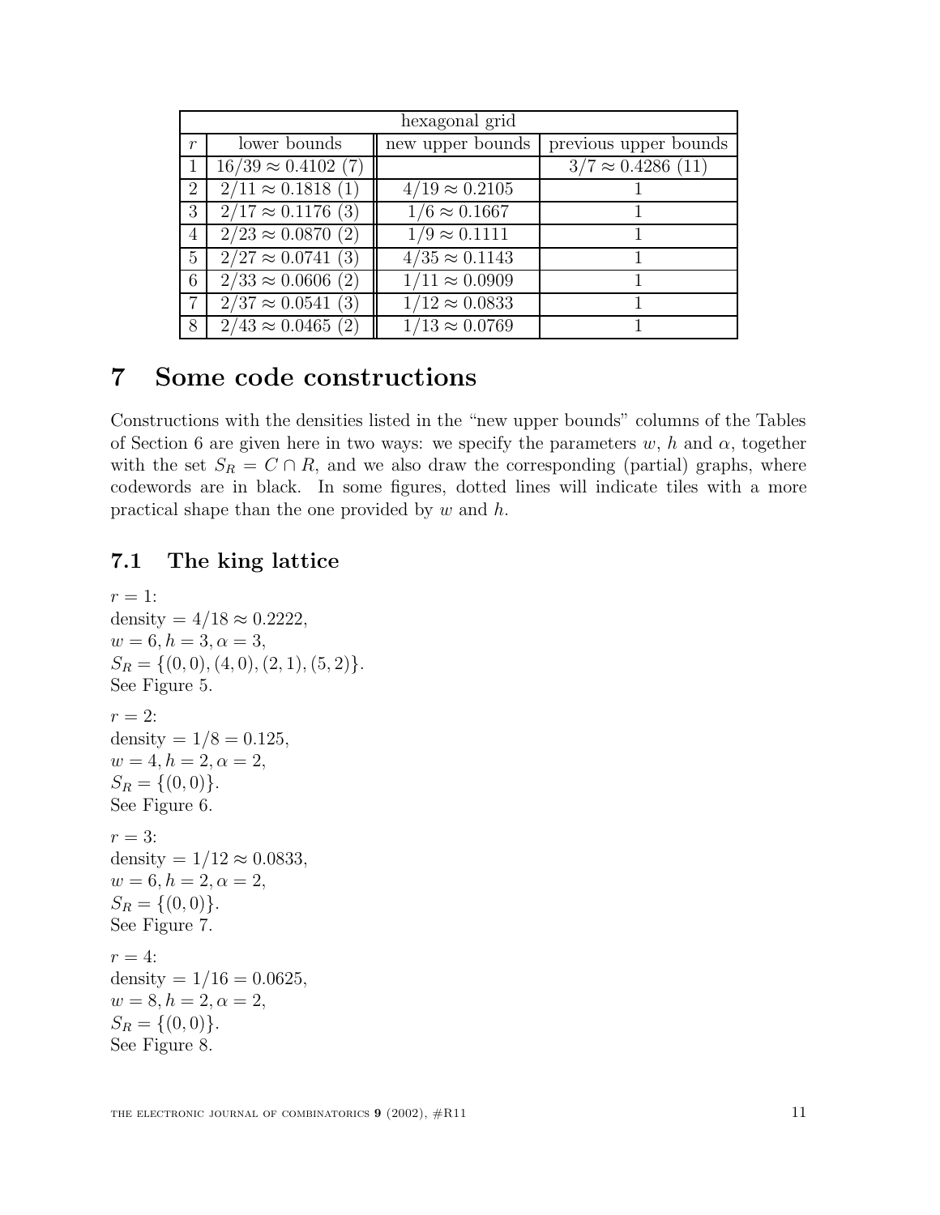| hexagonal grid | | | |
|---|---|---|---|
| $r$ | lower bounds | new upper bounds | previous upper bounds |
| 1 | $16/39 \approx 0.4102$ (7) | | $3/7 \approx 0.4286$ (11) |
| 2 | $2/11 \approx 0.1818$ (1) | $4/19 \approx 0.2105$ | 1 |
| 3 | $2/17 \approx 0.1176$ (3) | $1/6 \approx 0.1667$ | 1 |
| 4 | $2/23 \approx 0.0870$ (2) | $1/9 \approx 0.1111$ | 1 |
| 5 | $2/27 \approx 0.0741$ (3) | $4/35 \approx 0.1143$ | 1 |
| 6 | $2/33 \approx 0.0606$ (2) | $1/11 \approx 0.0909$ | 1 |
| 7 | $2/37 \approx 0.0541$ (3) | $1/12 \approx 0.0833$ | 1 |
| 8 | $2/43 \approx 0.0465$ (2) | $1/13 \approx 0.0769$ | 1 |

# 7 Some code constructions

Constructions with the densities listed in the "new upper bounds" columns of the Tables of Section 6 are given here in two ways: we specify the parameters $w$, $h$ and $\alpha$, together with the set $S_R = C \cap R$, and we also draw the corresponding (partial) graphs, where codewords are in black. In some figures, dotted lines will indicate tiles with a more practical shape than the one provided by $w$ and $h$.

## 7.1 The king lattice

$r = 1$:
density $= 4/18 \approx 0.2222$,
$w = 6, h = 3, \alpha = 3$,
$S_R = \{(0,0), (4,0), (2,1), (5,2)\}$.
See Figure 5.

$r = 2$:
density $= 1/8 = 0.125$,
$w = 4, h = 2, \alpha = 2$,
$S_R = \{(0,0)\}$.
See Figure 6.

$r = 3$:
density $= 1/12 \approx 0.0833$,
$w = 6, h = 2, \alpha = 2$,
$S_R = \{(0,0)\}$.
See Figure 7.

$r = 4$:
density $= 1/16 = 0.0625$,
$w = 8, h = 2, \alpha = 2$,
$S_R = \{(0,0)\}$.
See Figure 8.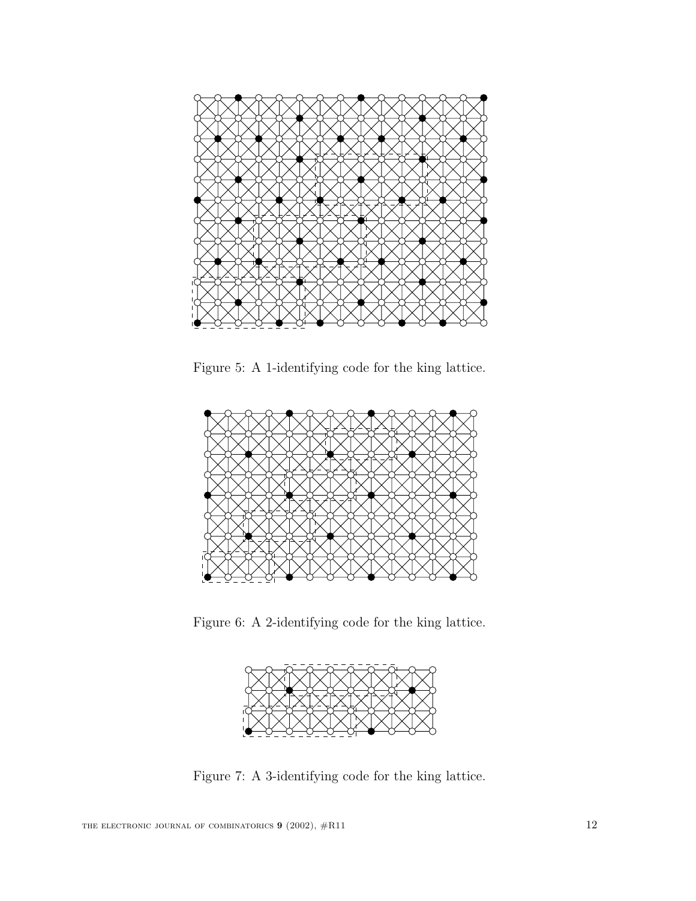Figure 5: A 1-identifying code for the king lattice.

Figure 6: A 2-identifying code for the king lattice.

Figure 7: A 3-identifying code for the king lattice.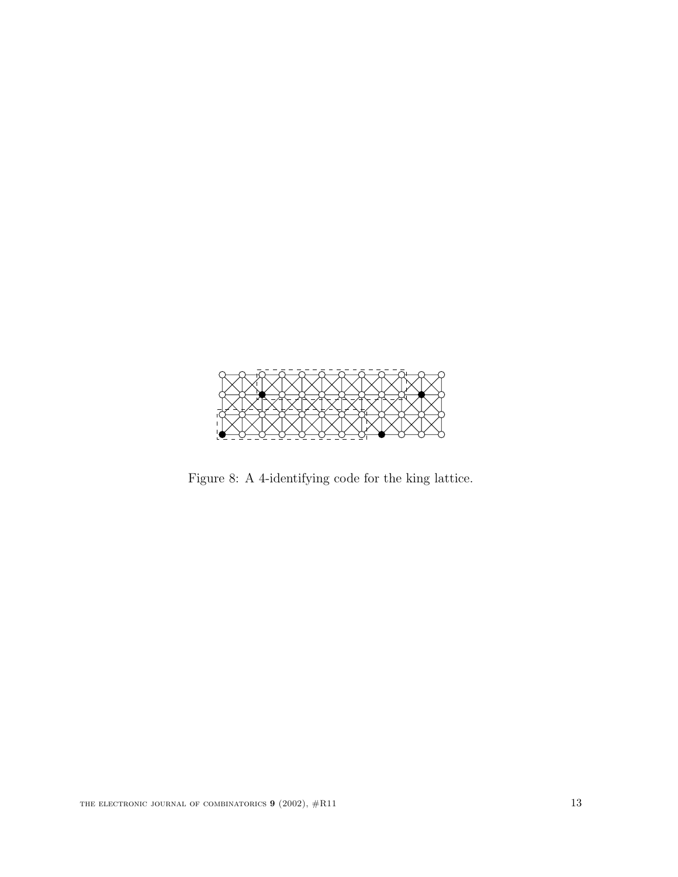Figure 8: A 4-identifying code for the king lattice.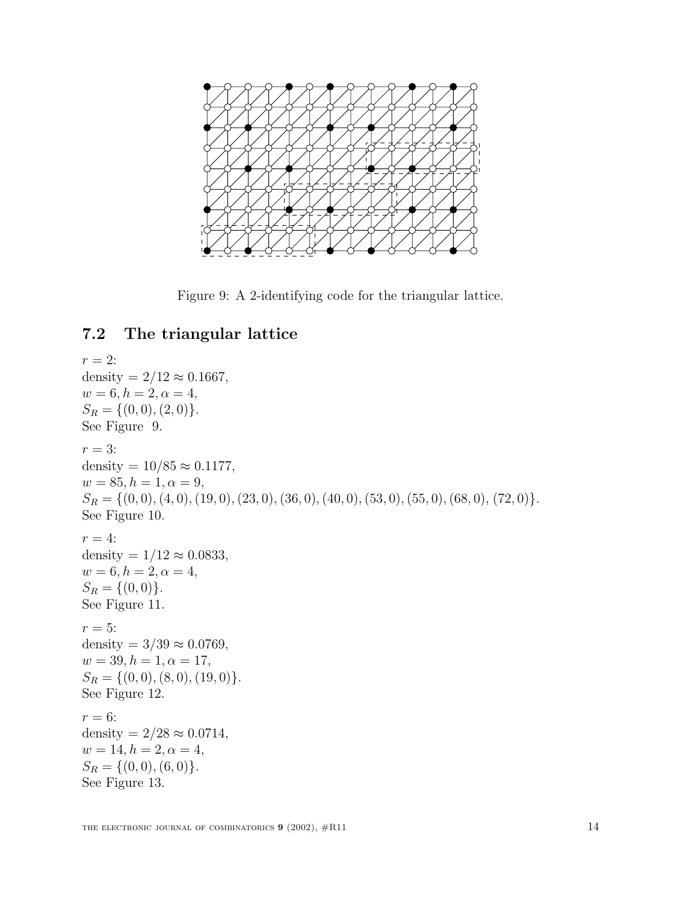Figure 9: A 2-identifying code for the triangular lattice.

## 7.2 The triangular lattice

$r = 2$:
density $= 2/12 \approx 0.1667$,
$w = 6, h = 2, \alpha = 4$,
$S_R = \{(0, 0), (2, 0)\}$.
See Figure 9.

$r = 3$:
density $= 10/85 \approx 0.1177$,
$w = 85, h = 1, \alpha = 9$,
$S_R = \{(0, 0), (4, 0), (19, 0), (23, 0), (36, 0), (40, 0), (53, 0), (55, 0), (68, 0), (72, 0)\}$.
See Figure 10.

$r = 4$:
density $= 1/12 \approx 0.0833$,
$w = 6, h = 2, \alpha = 4$,
$S_R = \{(0, 0)\}$.
See Figure 11.

$r = 5$:
density $= 3/39 \approx 0.0769$,
$w = 39, h = 1, \alpha = 17$,
$S_R = \{(0, 0), (8, 0), (19, 0)\}$.
See Figure 12.

$r = 6$:
density $= 2/28 \approx 0.0714$,
$w = 14, h = 2, \alpha = 4$,
$S_R = \{(0, 0), (6, 0)\}$.
See Figure 13.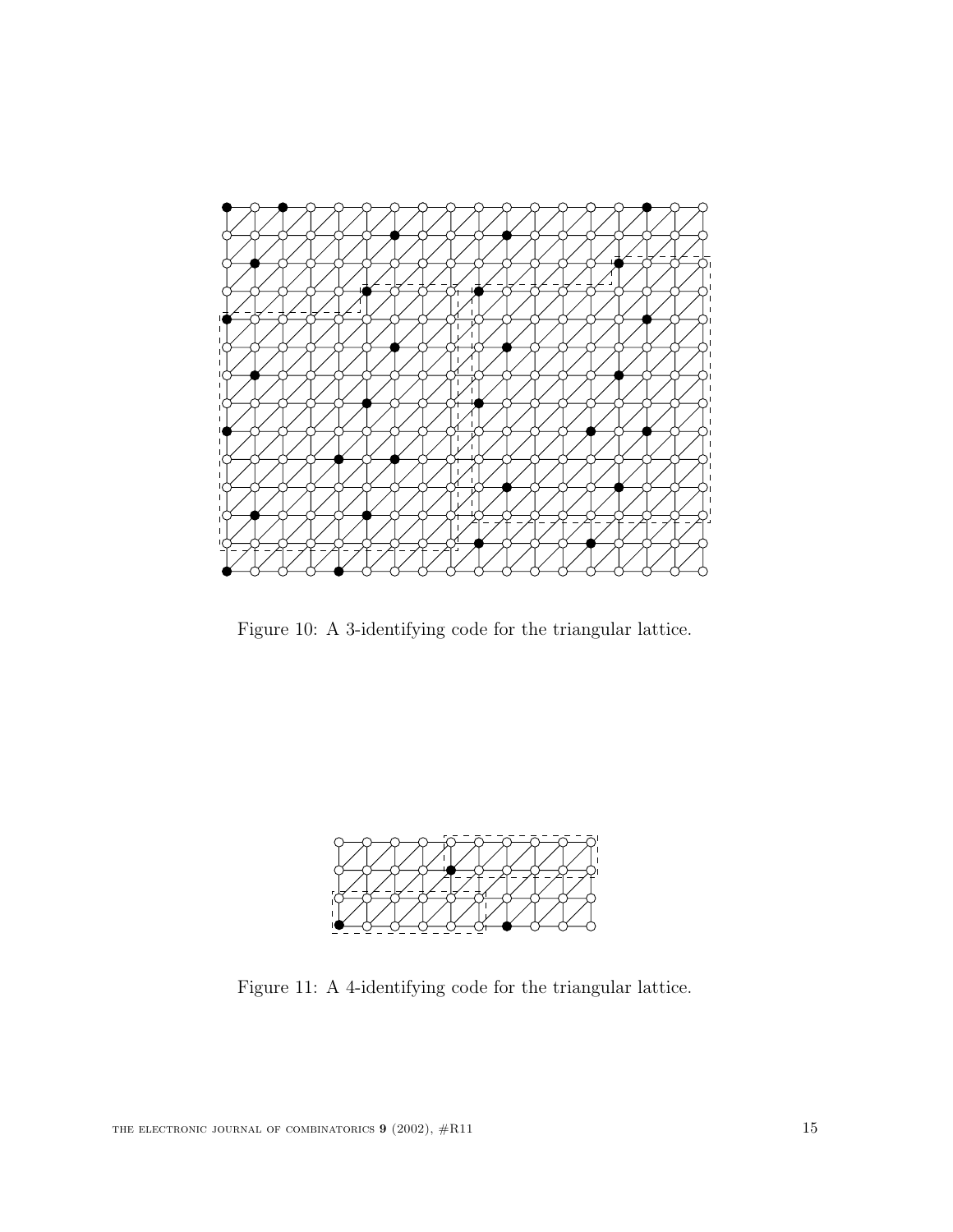Figure 10: A 3-identifying code for the triangular lattice.

Figure 11: A 4-identifying code for the triangular lattice.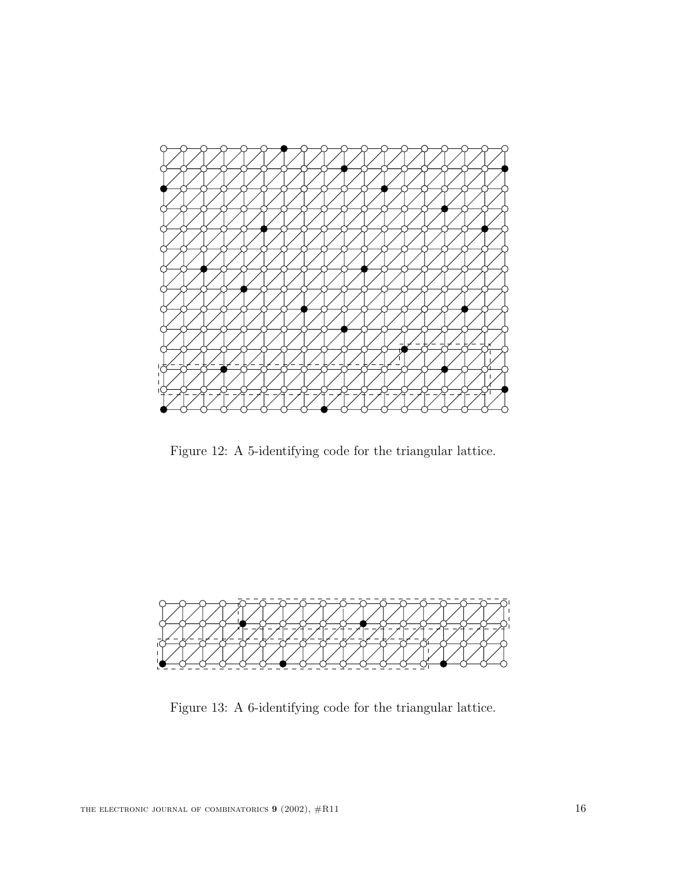Figure 12: A 5-identifying code for the triangular lattice.

Figure 13: A 6-identifying code for the triangular lattice.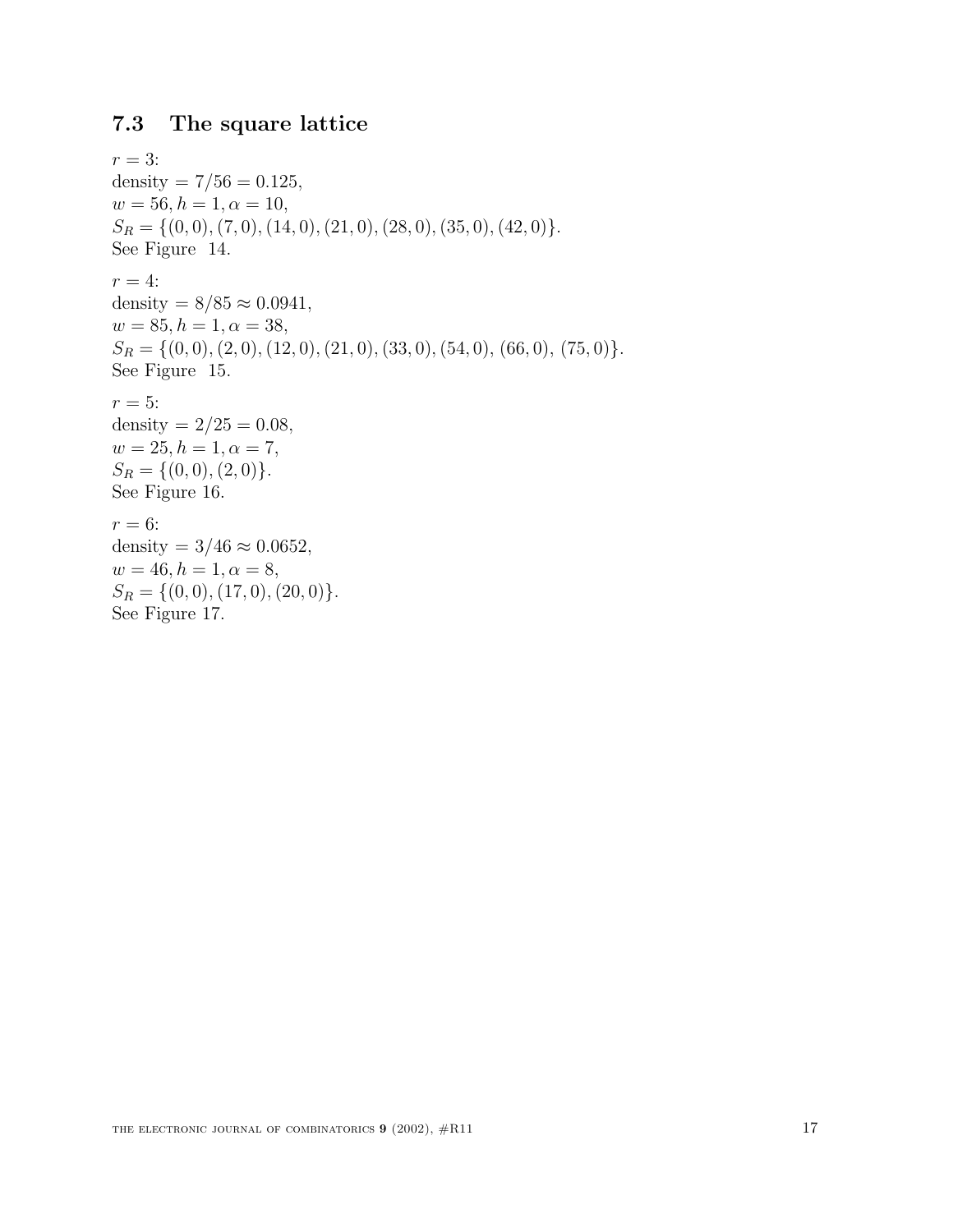### 7.3 The square lattice

$r = 3$:
density $= 7/56 = 0.125$,
$w = 56, h = 1, \alpha = 10$,
$S_R = \{(0,0), (7,0), (14,0), (21,0), (28,0), (35,0), (42,0)\}$.
See Figure 14.

$r = 4$:
density $= 8/85 \approx 0.0941$,
$w = 85, h = 1, \alpha = 38$,
$S_R = \{(0,0), (2,0), (12,0), (21,0), (33,0), (54,0), (66,0), (75,0)\}$.
See Figure 15.

$r = 5$:
density $= 2/25 = 0.08$,
$w = 25, h = 1, \alpha = 7$,
$S_R = \{(0,0), (2,0)\}$.
See Figure 16.

$r = 6$:
density $= 3/46 \approx 0.0652$,
$w = 46, h = 1, \alpha = 8$,
$S_R = \{(0,0), (17,0), (20,0)\}$.
See Figure 17.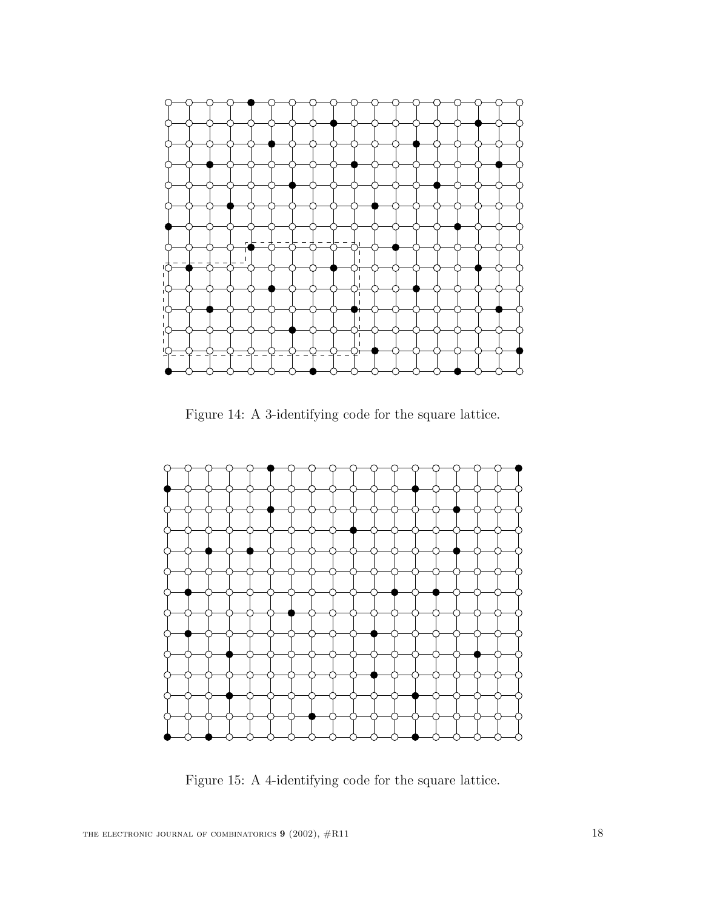Figure 14: A 3-identifying code for the square lattice.

Figure 15: A 4-identifying code for the square lattice.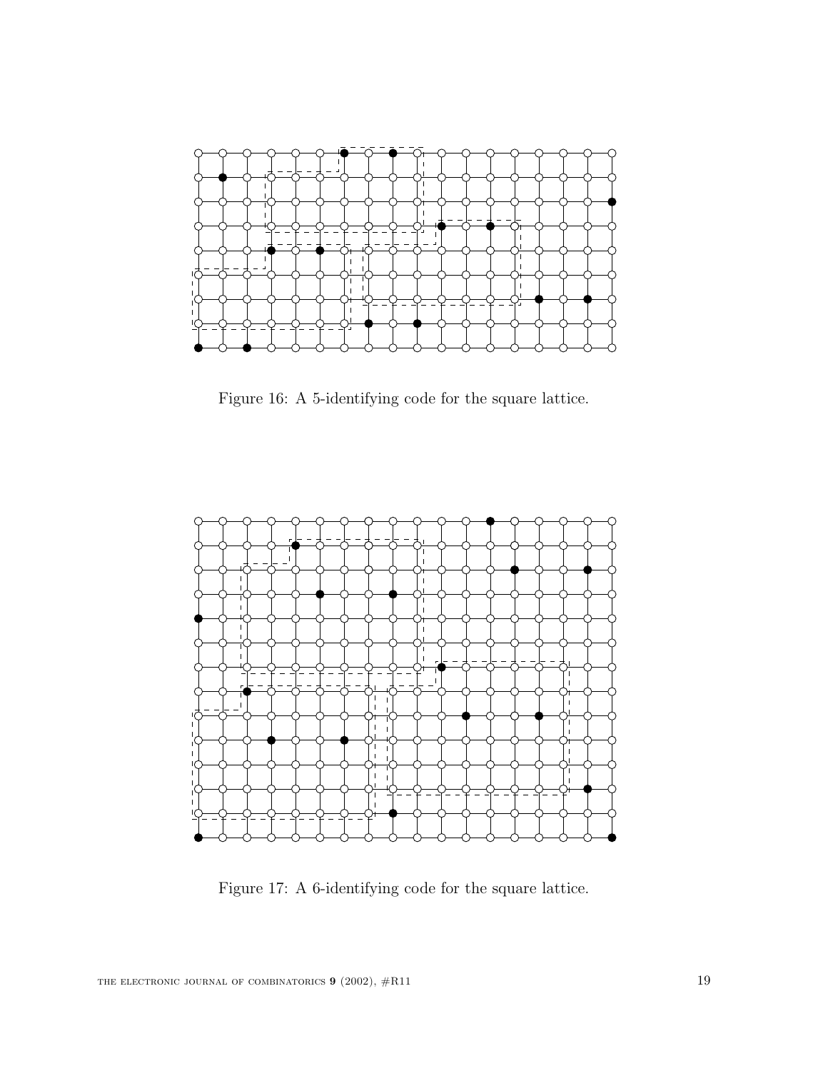Figure 16: A 5-identifying code for the square lattice.

Figure 17: A 6-identifying code for the square lattice.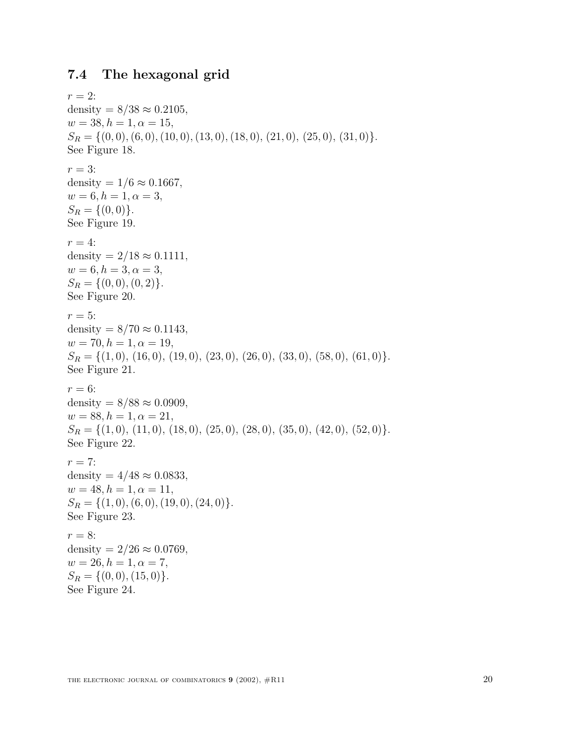### 7.4 The hexagonal grid

$r = 2$:
density $= 8/38 \approx 0.2105$,
$w = 38, h = 1, \alpha = 15$,
$S_R = \{(0,0), (6,0), (10,0), (13,0), (18,0), (21,0), (25,0), (31,0)\}$.
See Figure 18.

$r = 3$:
density $= 1/6 \approx 0.1667$,
$w = 6, h = 1, \alpha = 3$,
$S_R = \{(0,0)\}$.
See Figure 19.

$r = 4$:
density $= 2/18 \approx 0.1111$,
$w = 6, h = 3, \alpha = 3$,
$S_R = \{(0,0), (0,2)\}$.
See Figure 20.

$r = 5$:
density $= 8/70 \approx 0.1143$,
$w = 70, h = 1, \alpha = 19$,
$S_R = \{(1,0), (16,0), (19,0), (23,0), (26,0), (33,0), (58,0), (61,0)\}$.
See Figure 21.

$r = 6$:
density $= 8/88 \approx 0.0909$,
$w = 88, h = 1, \alpha = 21$,
$S_R = \{(1,0), (11,0), (18,0), (25,0), (28,0), (35,0), (42,0), (52,0)\}$.
See Figure 22.

$r = 7$:
density $= 4/48 \approx 0.0833$,
$w = 48, h = 1, \alpha = 11$,
$S_R = \{(1,0), (6,0), (19,0), (24,0)\}$.
See Figure 23.

$r = 8$:
density $= 2/26 \approx 0.0769$,
$w = 26, h = 1, \alpha = 7$,
$S_R = \{(0,0), (15,0)\}$.
See Figure 24.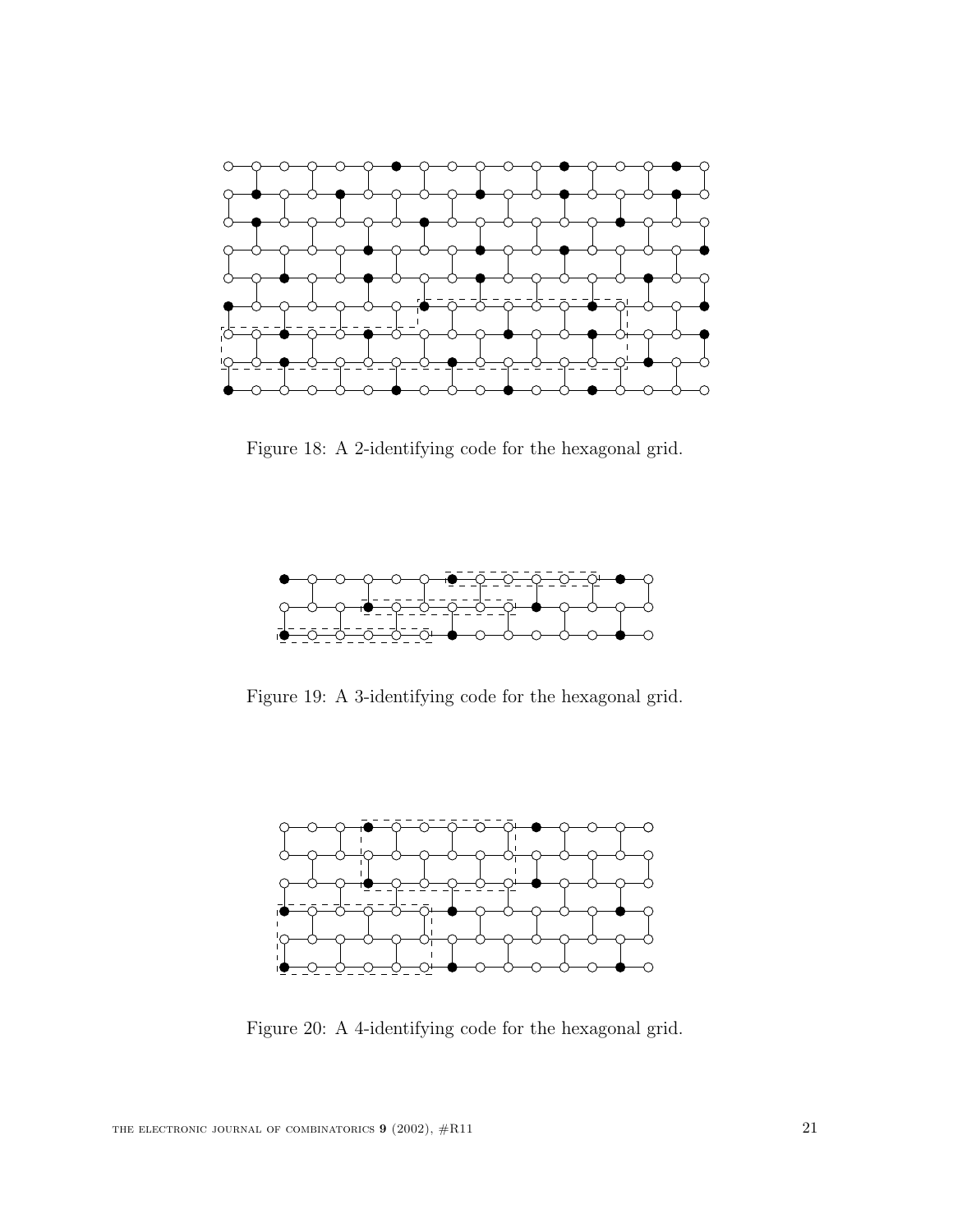Figure 18: A 2-identifying code for the hexagonal grid.

Figure 19: A 3-identifying code for the hexagonal grid.

Figure 20: A 4-identifying code for the hexagonal grid.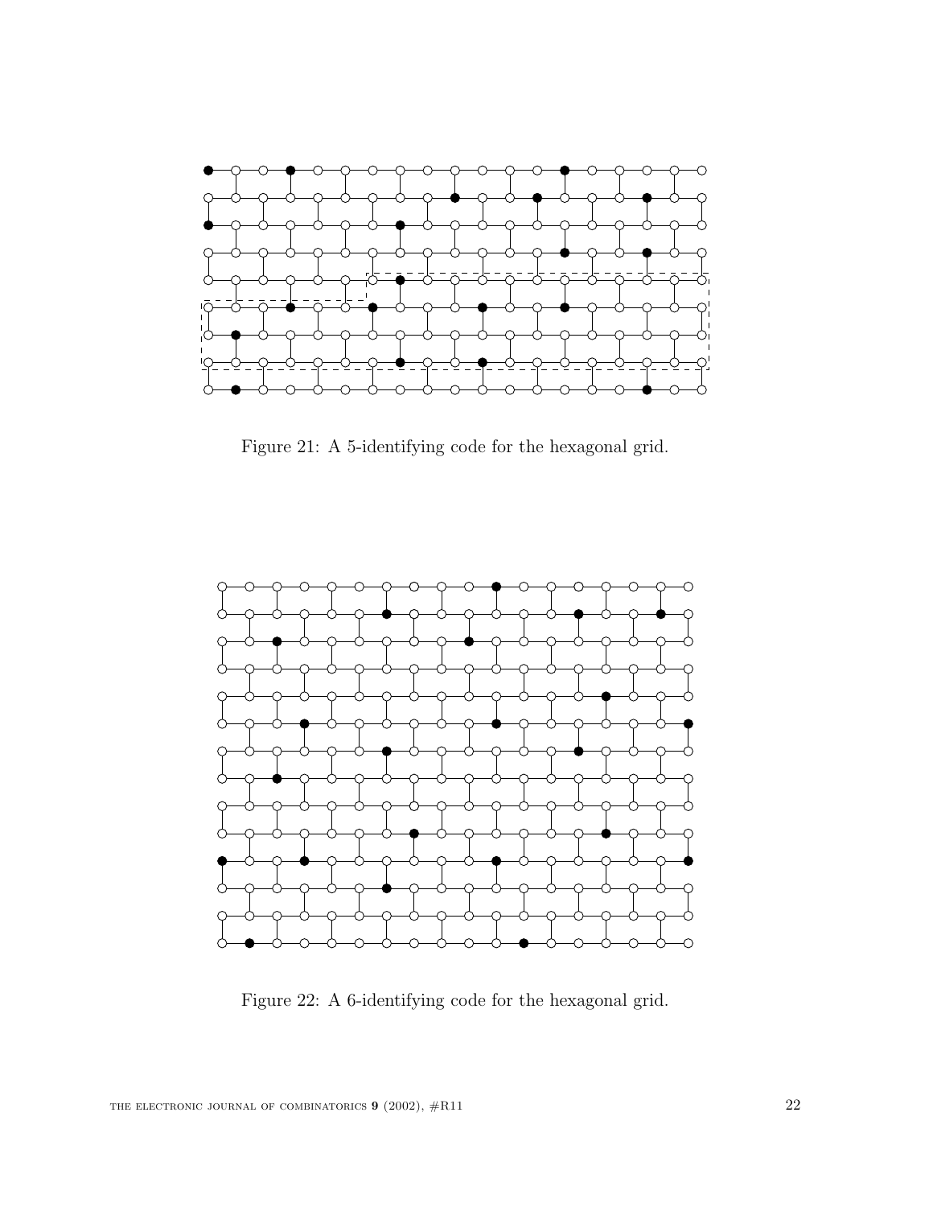Figure 21: A 5-identifying code for the hexagonal grid.

Figure 22: A 6-identifying code for the hexagonal grid.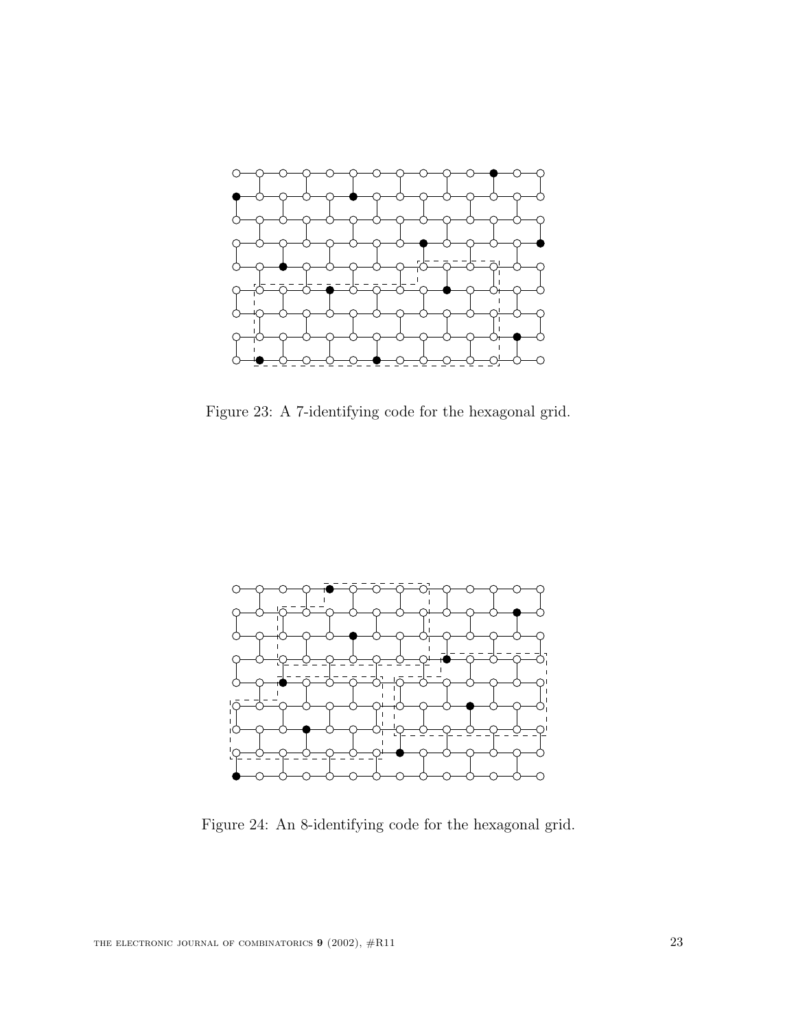Figure 23: A 7-identifying code for the hexagonal grid.

Figure 24: An 8-identifying code for the hexagonal grid.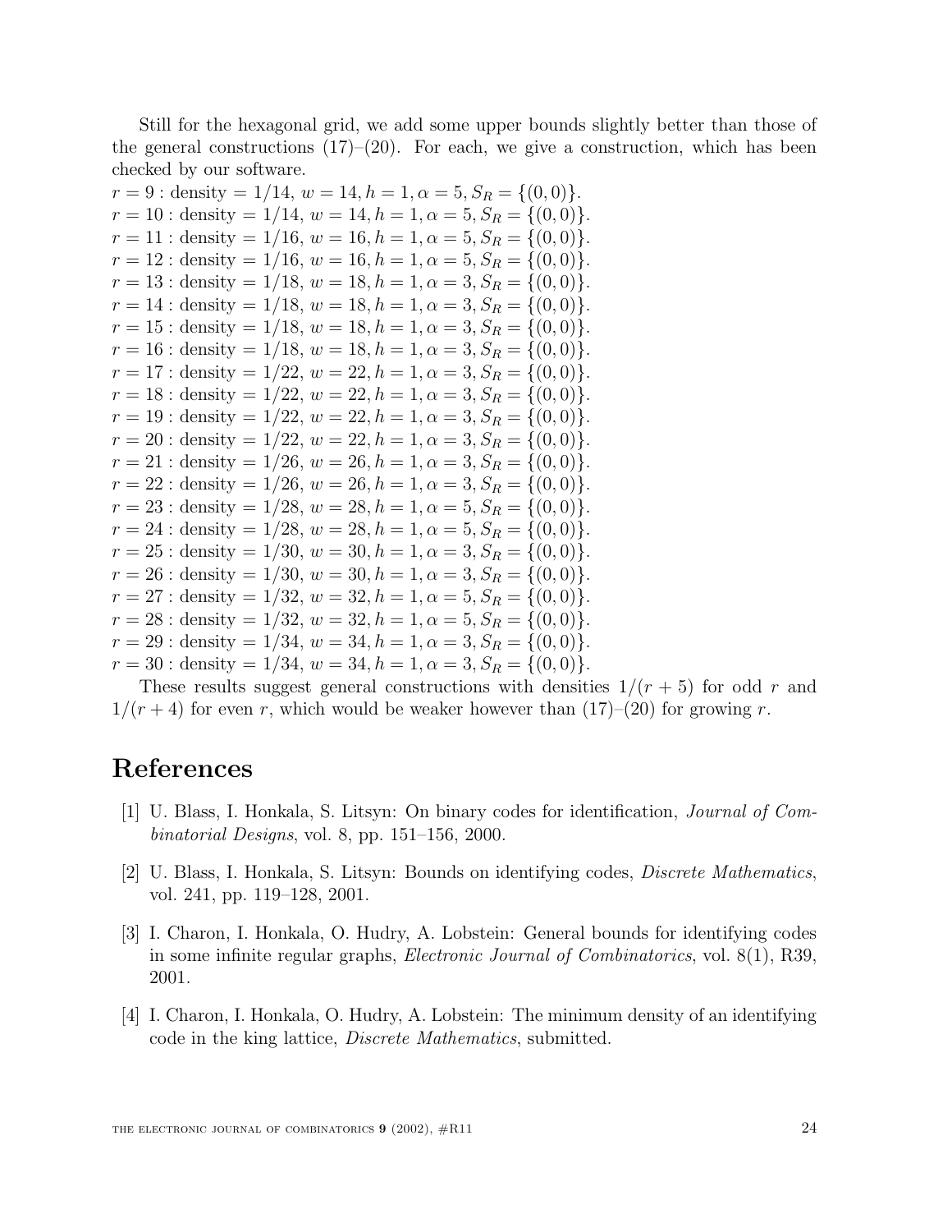Still for the hexagonal grid, we add some upper bounds slightly better than those of the general constructions (17)–(20). For each, we give a construction, which has been checked by our software.

$r = 9$ : density $= 1/14$, $w = 14, h = 1, \alpha = 5, S_R = \{(0, 0)\}$.
$r = 10$ : density $= 1/14$, $w = 14, h = 1, \alpha = 5, S_R = \{(0, 0)\}$.
$r = 11$ : density $= 1/16$, $w = 16, h = 1, \alpha = 5, S_R = \{(0, 0)\}$.
$r = 12$ : density $= 1/16$, $w = 16, h = 1, \alpha = 5, S_R = \{(0, 0)\}$.
$r = 13$ : density $= 1/18$, $w = 18, h = 1, \alpha = 3, S_R = \{(0, 0)\}$.
$r = 14$ : density $= 1/18$, $w = 18, h = 1, \alpha = 3, S_R = \{(0, 0)\}$.
$r = 15$ : density $= 1/18$, $w = 18, h = 1, \alpha = 3, S_R = \{(0, 0)\}$.
$r = 16$ : density $= 1/18$, $w = 18, h = 1, \alpha = 3, S_R = \{(0, 0)\}$.
$r = 17$ : density $= 1/22$, $w = 22, h = 1, \alpha = 3, S_R = \{(0, 0)\}$.
$r = 18$ : density $= 1/22$, $w = 22, h = 1, \alpha = 3, S_R = \{(0, 0)\}$.
$r = 19$ : density $= 1/22$, $w = 22, h = 1, \alpha = 3, S_R = \{(0, 0)\}$.
$r = 20$ : density $= 1/22$, $w = 22, h = 1, \alpha = 3, S_R = \{(0, 0)\}$.
$r = 21$ : density $= 1/26$, $w = 26, h = 1, \alpha = 3, S_R = \{(0, 0)\}$.
$r = 22$ : density $= 1/26$, $w = 26, h = 1, \alpha = 3, S_R = \{(0, 0)\}$.
$r = 23$ : density $= 1/28$, $w = 28, h = 1, \alpha = 5, S_R = \{(0, 0)\}$.
$r = 24$ : density $= 1/28$, $w = 28, h = 1, \alpha = 5, S_R = \{(0, 0)\}$.
$r = 25$ : density $= 1/30$, $w = 30, h = 1, \alpha = 3, S_R = \{(0, 0)\}$.
$r = 26$ : density $= 1/30$, $w = 30, h = 1, \alpha = 3, S_R = \{(0, 0)\}$.
$r = 27$ : density $= 1/32$, $w = 32, h = 1, \alpha = 5, S_R = \{(0, 0)\}$.
$r = 28$ : density $= 1/32$, $w = 32, h = 1, \alpha = 5, S_R = \{(0, 0)\}$.
$r = 29$ : density $= 1/34$, $w = 34, h = 1, \alpha = 3, S_R = \{(0, 0)\}$.
$r = 30$ : density $= 1/34$, $w = 34, h = 1, \alpha = 3, S_R = \{(0, 0)\}$.

These results suggest general constructions with densities $1/(r + 5)$ for odd $r$ and $1/(r + 4)$ for even $r$, which would be weaker however than (17)–(20) for growing $r$.

# References

[1] U. Blass, I. Honkala, S. Litsyn: On binary codes for identification, *Journal of Combinatorial Designs*, vol. 8, pp. 151–156, 2000.

[2] U. Blass, I. Honkala, S. Litsyn: Bounds on identifying codes, *Discrete Mathematics*, vol. 241, pp. 119–128, 2001.

[3] I. Charon, I. Honkala, O. Hudry, A. Lobstein: General bounds for identifying codes in some infinite regular graphs, *Electronic Journal of Combinatorics*, vol. 8(1), R39, 2001.

[4] I. Charon, I. Honkala, O. Hudry, A. Lobstein: The minimum density of an identifying code in the king lattice, *Discrete Mathematics*, submitted.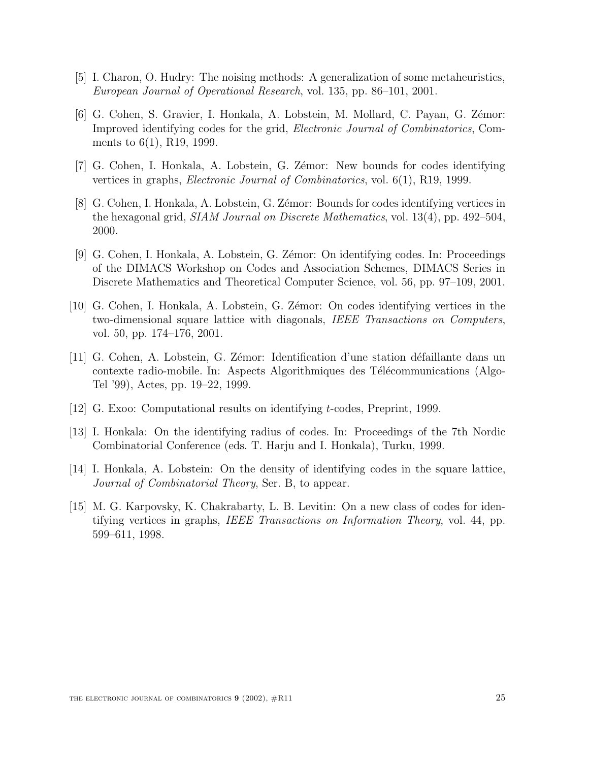[5] I. Charon, O. Hudry: The noising methods: A generalization of some metaheuristics, *European Journal of Operational Research*, vol. 135, pp. 86–101, 2001.

[6] G. Cohen, S. Gravier, I. Honkala, A. Lobstein, M. Mollard, C. Payan, G. Zémor: Improved identifying codes for the grid, *Electronic Journal of Combinatorics*, Comments to 6(1), R19, 1999.

[7] G. Cohen, I. Honkala, A. Lobstein, G. Zémor: New bounds for codes identifying vertices in graphs, *Electronic Journal of Combinatorics*, vol. 6(1), R19, 1999.

[8] G. Cohen, I. Honkala, A. Lobstein, G. Zémor: Bounds for codes identifying vertices in the hexagonal grid, *SIAM Journal on Discrete Mathematics*, vol. 13(4), pp. 492–504, 2000.

[9] G. Cohen, I. Honkala, A. Lobstein, G. Zémor: On identifying codes. In: Proceedings of the DIMACS Workshop on Codes and Association Schemes, DIMACS Series in Discrete Mathematics and Theoretical Computer Science, vol. 56, pp. 97–109, 2001.

[10] G. Cohen, I. Honkala, A. Lobstein, G. Zémor: On codes identifying vertices in the two-dimensional square lattice with diagonals, *IEEE Transactions on Computers*, vol. 50, pp. 174–176, 2001.

[11] G. Cohen, A. Lobstein, G. Zémor: Identification d'une station défaillante dans un contexte radio-mobile. In: Aspects Algorithmiques des Télécommunications (Algo-Tel '99), Actes, pp. 19–22, 1999.

[12] G. Exoo: Computational results on identifying $t$-codes, Preprint, 1999.

[13] I. Honkala: On the identifying radius of codes. In: Proceedings of the 7th Nordic Combinatorial Conference (eds. T. Harju and I. Honkala), Turku, 1999.

[14] I. Honkala, A. Lobstein: On the density of identifying codes in the square lattice, *Journal of Combinatorial Theory*, Ser. B, to appear.

[15] M. G. Karpovsky, K. Chakrabarty, L. B. Levitin: On a new class of codes for identifying vertices in graphs, *IEEE Transactions on Information Theory*, vol. 44, pp. 599–611, 1998.